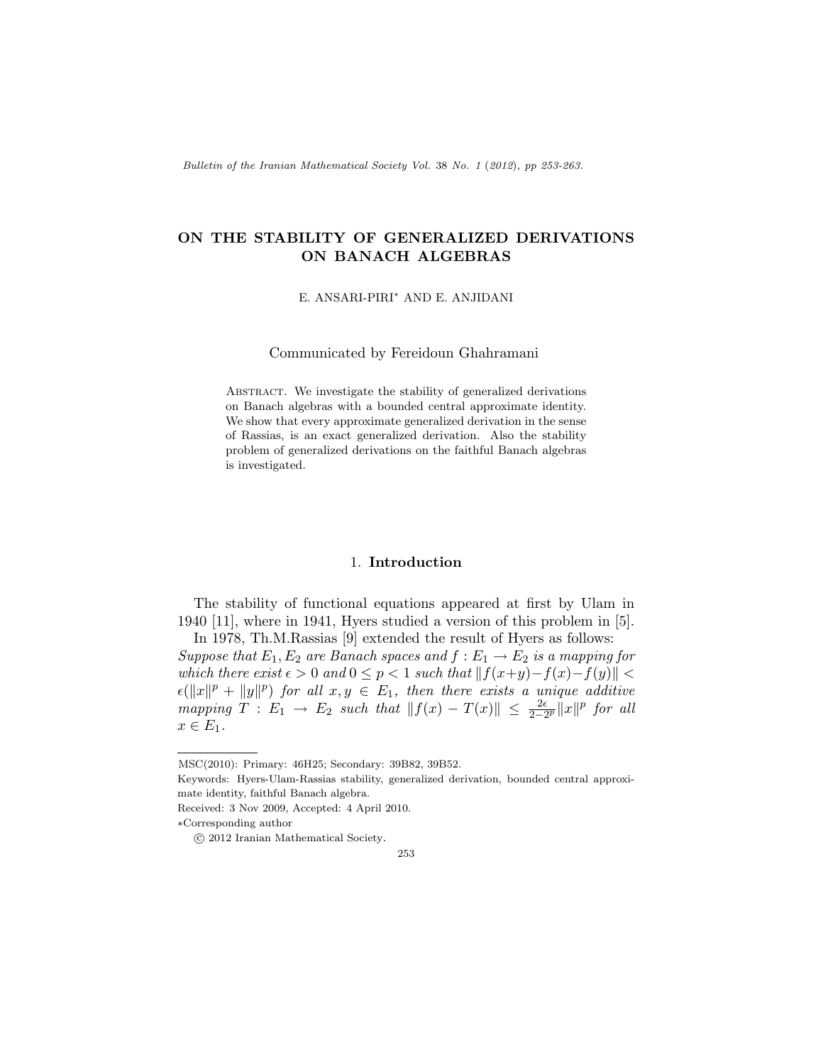# ON THE STABILITY OF GENERALIZED DERIVATIONS ON BANACH ALGEBRAS

E. ANSARI-PIRI* AND E. ANJIDANI

Communicated by Fereidoun Ghahramani

Abstract. We investigate the stability of generalized derivations on Banach algebras with a bounded central approximate identity. We show that every approximate generalized derivation in the sense of Rassias, is an exact generalized derivation. Also the stability problem of generalized derivations on the faithful Banach algebras is investigated.

## 1. Introduction

The stability of functional equations appeared at first by Ulam in 1940 [11], where in 1941, Hyers studied a version of this problem in [5].

In 1978, Th.M.Rassias [9] extended the result of Hyers as follows: *Suppose that $E_1, E_2$ are Banach spaces and $f : E_1 \to E_2$ is a mapping for which there exist $\epsilon > 0$ and $0 \leq p < 1$ such that $\|f(x+y)-f(x)-f(y)\| < \epsilon(\|x\|^p + \|y\|^p)$ for all $x, y \in E_1$, then there exists a unique additive mapping $T : E_1 \to E_2$ such that $\|f(x) - T(x)\| \leq \frac{2\epsilon}{2-2^p}\|x\|^p$ for all $x \in E_1$.*

---

MSC(2010): Primary: 46H25; Secondary: 39B82, 39B52.

Keywords: Hyers-Ulam-Rassias stability, generalized derivation, bounded central approximate identity, faithful Banach algebra.

Received: 3 Nov 2009, Accepted: 4 April 2010.

*Corresponding author

© 2012 Iranian Mathematical Society.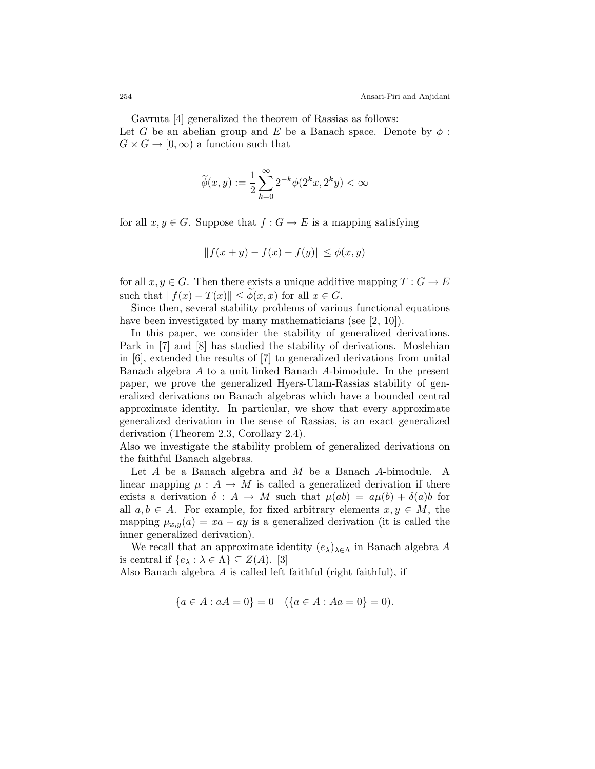Gavruta [4] generalized the theorem of Rassias as follows:
Let $G$ be an abelian group and $E$ be a Banach space. Denote by $\phi : G \times G \to [0, \infty)$ a function such that

$$\widetilde{\phi}(x, y) := \frac{1}{2} \sum_{k=0}^{\infty} 2^{-k} \phi(2^k x, 2^k y) < \infty$$

for all $x, y \in G$. Suppose that $f : G \to E$ is a mapping satisfying

$$\|f(x + y) - f(x) - f(y)\| \le \phi(x, y)$$

for all $x, y \in G$. Then there exists a unique additive mapping $T : G \to E$ such that $\|f(x) - T(x)\| \le \widetilde{\phi}(x, x)$ for all $x \in G$.

Since then, several stability problems of various functional equations have been investigated by many mathematicians (see [2, 10]).

In this paper, we consider the stability of generalized derivations. Park in [7] and [8] has studied the stability of derivations. Moslehian in [6], extended the results of [7] to generalized derivations from unital Banach algebra $A$ to a unit linked Banach $A$-bimodule. In the present paper, we prove the generalized Hyers-Ulam-Rassias stability of generalized derivations on Banach algebras which have a bounded central approximate identity. In particular, we show that every approximate generalized derivation in the sense of Rassias, is an exact generalized derivation (Theorem 2.3, Corollary 2.4).
Also we investigate the stability problem of generalized derivations on the faithful Banach algebras.

Let $A$ be a Banach algebra and $M$ be a Banach $A$-bimodule. A linear mapping $\mu : A \to M$ is called a generalized derivation if there exists a derivation $\delta : A \to M$ such that $\mu(ab) = a\mu(b) + \delta(a)b$ for all $a, b \in A$. For example, for fixed arbitrary elements $x, y \in M$, the mapping $\mu_{x,y}(a) = xa - ay$ is a generalized derivation (it is called the inner generalized derivation).

We recall that an approximate identity $(e_\lambda)_{\lambda \in \Lambda}$ in Banach algebra $A$ is central if $\{e_\lambda : \lambda \in \Lambda\} \subseteq Z(A)$. [3]
Also Banach algebra $A$ is called left faithful (right faithful), if

$$\{a \in A : aA = 0\} = 0 \quad (\{a \in A : Aa = 0\} = 0).$$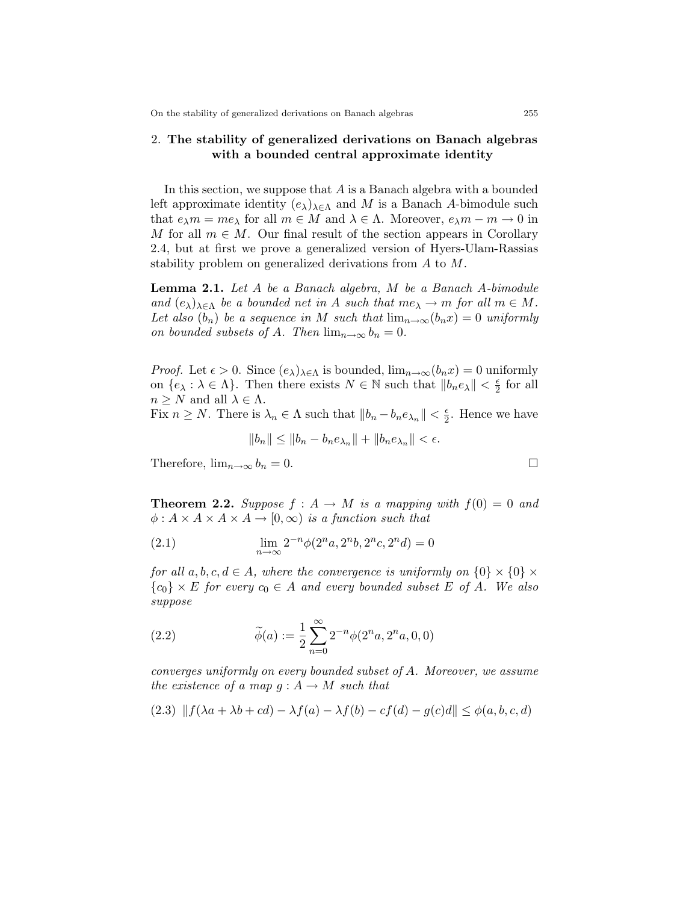## 2. **The stability of generalized derivations on Banach algebras with a bounded central approximate identity**

In this section, we suppose that $A$ is a Banach algebra with a bounded left approximate identity $(e_\lambda)_{\lambda\in\Lambda}$ and $M$ is a Banach $A$-bimodule such that $e_\lambda m = me_\lambda$ for all $m \in M$ and $\lambda \in \Lambda$. Moreover, $e_\lambda m - m \to 0$ in $M$ for all $m \in M$. Our final result of the section appears in Corollary 2.4, but at first we prove a generalized version of Hyers-Ulam-Rassias stability problem on generalized derivations from $A$ to $M$.

**Lemma 2.1.** *Let $A$ be a Banach algebra, $M$ be a Banach $A$-bimodule and $(e_\lambda)_{\lambda\in\Lambda}$ be a bounded net in $A$ such that $me_\lambda \to m$ for all $m \in M$. Let also $(b_n)$ be a sequence in $M$ such that $\lim_{n\to\infty}(b_n x) = 0$ uniformly on bounded subsets of $A$. Then $\lim_{n\to\infty} b_n = 0$.*

*Proof.* Let $\epsilon > 0$. Since $(e_\lambda)_{\lambda\in\Lambda}$ is bounded, $\lim_{n\to\infty}(b_n x) = 0$ uniformly on $\{e_\lambda : \lambda \in \Lambda\}$. Then there exists $N \in \mathbb{N}$ such that $\|b_n e_\lambda\| < \frac{\epsilon}{2}$ for all $n \geq N$ and all $\lambda \in \Lambda$.
Fix $n \geq N$. There is $\lambda_n \in \Lambda$ such that $\|b_n - b_n e_{\lambda_n}\| < \frac{\epsilon}{2}$. Hence we have

$$\|b_n\| \leq \|b_n - b_n e_{\lambda_n}\| + \|b_n e_{\lambda_n}\| < \epsilon.$$

Therefore, $\lim_{n\to\infty} b_n = 0$. □

**Theorem 2.2.** *Suppose $f : A \to M$ is a mapping with $f(0) = 0$ and $\phi : A \times A \times A \times A \to [0, \infty)$ is a function such that*

$$\lim_{n\to\infty} 2^{-n}\phi(2^n a, 2^n b, 2^n c, 2^n d) = 0 \tag{2.1}$$

*for all $a, b, c, d \in A$, where the convergence is uniformly on $\{0\} \times \{0\} \times \{c_0\} \times E$ for every $c_0 \in A$ and every bounded subset $E$ of $A$. We also suppose*

$$\widetilde{\phi}(a) := \frac{1}{2}\sum_{n=0}^{\infty} 2^{-n}\phi(2^n a, 2^n a, 0, 0) \tag{2.2}$$

*converges uniformly on every bounded subset of $A$. Moreover, we assume the existence of a map $g : A \to M$ such that*

$$\|f(\lambda a + \lambda b + cd) - \lambda f(a) - \lambda f(b) - cf(d) - g(c)d\| \leq \phi(a, b, c, d) \tag{2.3}$$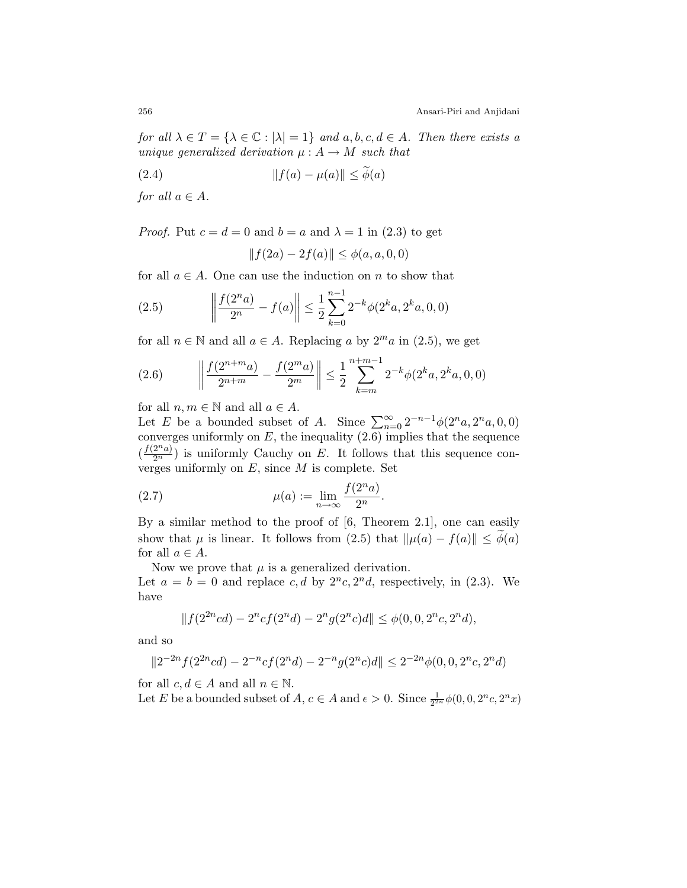*for all $\lambda \in T = \{\lambda \in \mathbb{C} : |\lambda| = 1\}$ and $a, b, c, d \in A$. Then there exists a unique generalized derivation $\mu : A \to M$ such that*

$$\|f(a) - \mu(a)\| \leq \widetilde{\phi}(a) \tag{2.4}$$

*for all $a \in A$.*

*Proof.* Put $c = d = 0$ and $b = a$ and $\lambda = 1$ in (2.3) to get

$$\|f(2a) - 2f(a)\| \leq \phi(a, a, 0, 0)$$

for all $a \in A$. One can use the induction on $n$ to show that

$$\left\| \frac{f(2^n a)}{2^n} - f(a) \right\| \leq \frac{1}{2} \sum_{k=0}^{n-1} 2^{-k} \phi(2^k a, 2^k a, 0, 0) \tag{2.5}$$

for all $n \in \mathbb{N}$ and all $a \in A$. Replacing $a$ by $2^m a$ in (2.5), we get

$$\left\| \frac{f(2^{n+m} a)}{2^{n+m}} - \frac{f(2^m a)}{2^m} \right\| \leq \frac{1}{2} \sum_{k=m}^{n+m-1} 2^{-k} \phi(2^k a, 2^k a, 0, 0) \tag{2.6}$$

for all $n, m \in \mathbb{N}$ and all $a \in A$.

Let $E$ be a bounded subset of $A$. Since $\sum_{n=0}^{\infty} 2^{-n-1} \phi(2^n a, 2^n a, 0, 0)$ converges uniformly on $E$, the inequality (2.6) implies that the sequence $(\frac{f(2^n a)}{2^n})$ is uniformly Cauchy on $E$. It follows that this sequence converges uniformly on $E$, since $M$ is complete. Set

$$\mu(a) := \lim_{n \to \infty} \frac{f(2^n a)}{2^n}. \tag{2.7}$$

By a similar method to the proof of [6, Theorem 2.1], one can easily show that $\mu$ is linear. It follows from (2.5) that $\|\mu(a) - f(a)\| \leq \widetilde{\phi}(a)$ for all $a \in A$.

Now we prove that $\mu$ is a generalized derivation.

Let $a = b = 0$ and replace $c, d$ by $2^n c, 2^n d$, respectively, in (2.3). We have

$$\|f(2^{2n} cd) - 2^n c f(2^n d) - 2^n g(2^n c) d\| \leq \phi(0, 0, 2^n c, 2^n d),$$

and so

$$\|2^{-2n} f(2^{2n} cd) - 2^{-n} c f(2^n d) - 2^{-n} g(2^n c) d\| \leq 2^{-2n} \phi(0, 0, 2^n c, 2^n d)$$

for all $c, d \in A$ and all $n \in \mathbb{N}$.

Let $E$ be a bounded subset of $A$, $c \in A$ and $\epsilon > 0$. Since $\frac{1}{2^{2n}} \phi(0, 0, 2^n c, 2^n x)$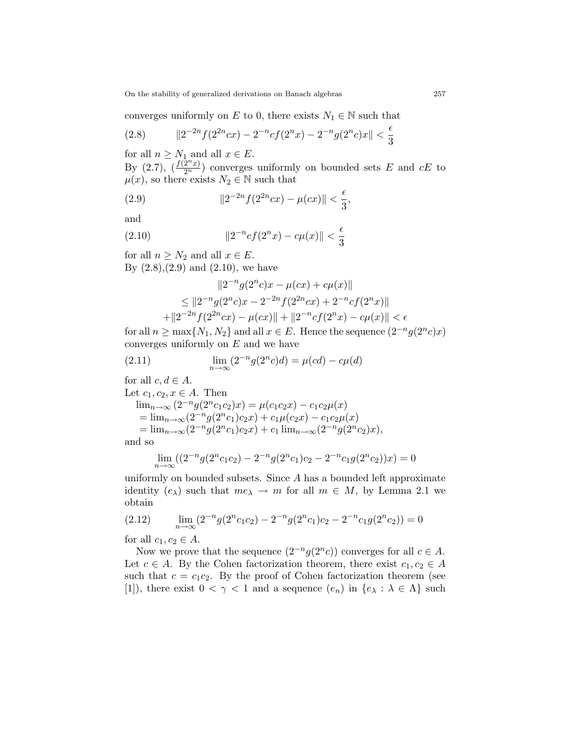converges uniformly on $E$ to 0, there exists $N_1 \in \mathbb{N}$ such that

$$\|2^{-2n}f(2^{2n}cx) - 2^{-n}cf(2^n x) - 2^{-n}g(2^n c)x\| < \frac{\epsilon}{3} \tag{2.8}$$

for all $n \geq N_1$ and all $x \in E$.
By (2.7), $(\frac{f(2^n x)}{2^n})$ converges uniformly on bounded sets $E$ and $cE$ to $\mu(x)$, so there exists $N_2 \in \mathbb{N}$ such that

$$\|2^{-2n}f(2^{2n}cx) - \mu(cx)\| < \frac{\epsilon}{3}, \tag{2.9}$$

and

$$\|2^{-n}cf(2^n x) - c\mu(x)\| < \frac{\epsilon}{3} \tag{2.10}$$

for all $n \geq N_2$ and all $x \in E$.
By (2.8),(2.9) and (2.10), we have

$$\begin{aligned}
&\|2^{-n}g(2^n c)x - \mu(cx) + c\mu(x)\| \\
&\leq \|2^{-n}g(2^n c)x - 2^{-2n}f(2^{2n}cx) + 2^{-n}cf(2^n x)\| \\
&+\|2^{-2n}f(2^{2n}cx) - \mu(cx)\| + \|2^{-n}cf(2^n x) - c\mu(x)\| < \epsilon
\end{aligned}$$

for all $n \geq \max\{N_1, N_2\}$ and all $x \in E$. Hence the sequence $(2^{-n}g(2^n c)x)$ converges uniformly on $E$ and we have

$$\lim_{n\to\infty}(2^{-n}g(2^n c)d) = \mu(cd) - c\mu(d) \tag{2.11}$$

for all $c, d \in A$.
Let $c_1, c_2, x \in A$. Then

$\lim_{n\to\infty}(2^{-n}g(2^n c_1 c_2)x) = \mu(c_1 c_2 x) - c_1 c_2 \mu(x)$
$= \lim_{n\to\infty}(2^{-n}g(2^n c_1)c_2 x) + c_1\mu(c_2 x) - c_1 c_2 \mu(x)$
$= \lim_{n\to\infty}(2^{-n}g(2^n c_1)c_2 x) + c_1 \lim_{n\to\infty}(2^{-n}g(2^n c_2)x)$,

and so

$$\lim_{n\to\infty}((2^{-n}g(2^n c_1 c_2) - 2^{-n}g(2^n c_1)c_2 - 2^{-n}c_1 g(2^n c_2))x) = 0$$

uniformly on bounded subsets. Since $A$ has a bounded left approximate identity $(e_\lambda)$ such that $me_\lambda \to m$ for all $m \in M$, by Lemma 2.1 we obtain

$$\lim_{n\to\infty}(2^{-n}g(2^n c_1 c_2) - 2^{-n}g(2^n c_1)c_2 - 2^{-n}c_1 g(2^n c_2)) = 0 \tag{2.12}$$

for all $c_1, c_2 \in A$.

Now we prove that the sequence $(2^{-n}g(2^n c))$ converges for all $c \in A$. Let $c \in A$. By the Cohen factorization theorem, there exist $c_1, c_2 \in A$ such that $c = c_1 c_2$. By the proof of Cohen factorization theorem (see [1]), there exist $0 < \gamma < 1$ and a sequence $(e_n)$ in $\{e_\lambda : \lambda \in \Lambda\}$ such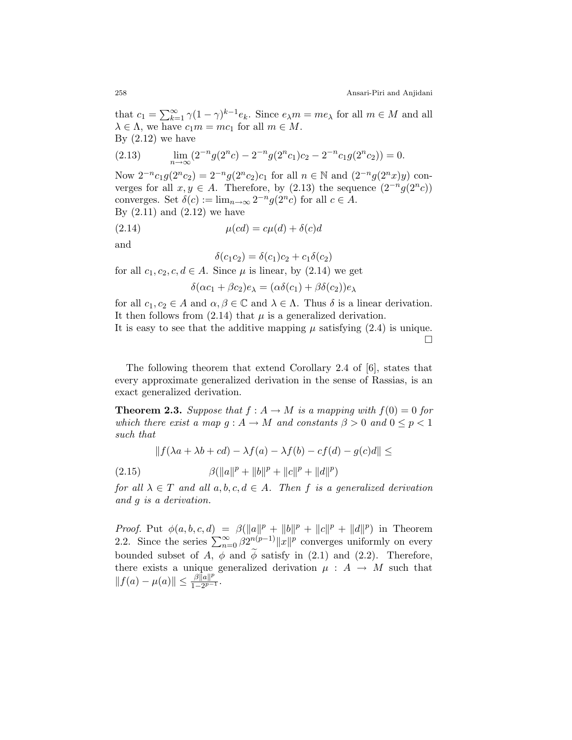that $c_1 = \sum_{k=1}^{\infty} \gamma(1-\gamma)^{k-1} e_k$. Since $e_\lambda m = m e_\lambda$ for all $m \in M$ and all $\lambda \in \Lambda$, we have $c_1 m = m c_1$ for all $m \in M$.
By (2.12) we have

$$\lim_{n\to\infty} (2^{-n} g(2^n c) - 2^{-n} g(2^n c_1) c_2 - 2^{-n} c_1 g(2^n c_2)) = 0. \tag{2.13}$$

Now $2^{-n} c_1 g(2^n c_2) = 2^{-n} g(2^n c_2) c_1$ for all $n \in \mathbb{N}$ and $(2^{-n} g(2^n x) y)$ converges for all $x, y \in A$. Therefore, by (2.13) the sequence $(2^{-n} g(2^n c))$ converges. Set $\delta(c) := \lim_{n\to\infty} 2^{-n} g(2^n c)$ for all $c \in A$.
By (2.11) and (2.12) we have

$$\mu(cd) = c\mu(d) + \delta(c) d \tag{2.14}$$

and

$$\delta(c_1 c_2) = \delta(c_1) c_2 + c_1 \delta(c_2)$$

for all $c_1, c_2, c, d \in A$. Since $\mu$ is linear, by (2.14) we get

$$\delta(\alpha c_1 + \beta c_2) e_\lambda = (\alpha \delta(c_1) + \beta \delta(c_2)) e_\lambda$$

for all $c_1, c_2 \in A$ and $\alpha, \beta \in \mathbb{C}$ and $\lambda \in \Lambda$. Thus $\delta$ is a linear derivation. It then follows from (2.14) that $\mu$ is a generalized derivation.
It is easy to see that the additive mapping $\mu$ satisfying (2.4) is unique. □

The following theorem that extend Corollary 2.4 of [6], states that every approximate generalized derivation in the sense of Rassias, is an exact generalized derivation.

**Theorem 2.3.** *Suppose that $f : A \to M$ is a mapping with $f(0) = 0$ for which there exist a map $g : A \to M$ and constants $\beta > 0$ and $0 \le p < 1$ such that*

$$\|f(\lambda a + \lambda b + cd) - \lambda f(a) - \lambda f(b) - cf(d) - g(c)d\| \le$$

$$\beta(\|a\|^p + \|b\|^p + \|c\|^p + \|d\|^p) \tag{2.15}$$

*for all $\lambda \in T$ and all $a, b, c, d \in A$. Then $f$ is a generalized derivation and $g$ is a derivation.*

*Proof.* Put $\phi(a, b, c, d) = \beta(\|a\|^p + \|b\|^p + \|c\|^p + \|d\|^p)$ in Theorem 2.2. Since the series $\sum_{n=0}^{\infty} \beta 2^{n(p-1)} \|x\|^p$ converges uniformly on every bounded subset of $A$, $\phi$ and $\widetilde{\phi}$ satisfy in (2.1) and (2.2). Therefore, there exists a unique generalized derivation $\mu : A \to M$ such that $\|f(a) - \mu(a)\| \le \frac{\beta\|a\|^p}{1-2^{p-1}}$.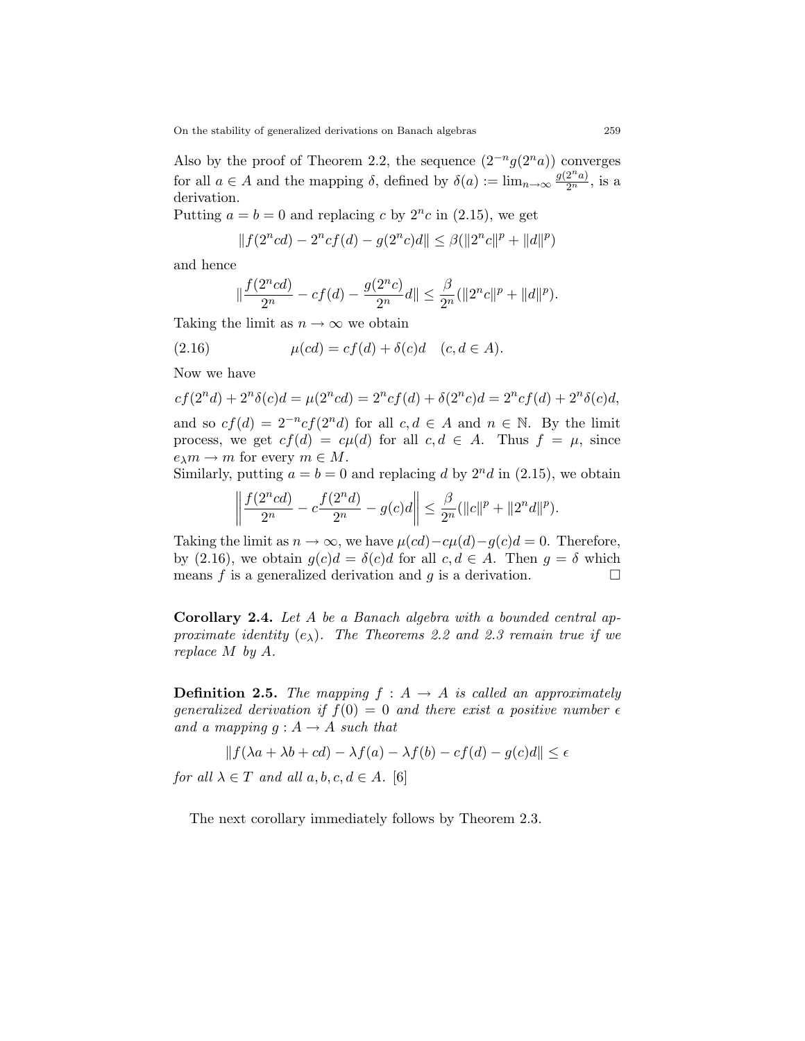Also by the proof of Theorem 2.2, the sequence $(2^{-n}g(2^n a))$ converges for all $a \in A$ and the mapping $\delta$, defined by $\delta(a) := \lim_{n\to\infty} \frac{g(2^n a)}{2^n}$, is a derivation.

Putting $a = b = 0$ and replacing $c$ by $2^n c$ in (2.15), we get

$$\|f(2^n cd) - 2^n cf(d) - g(2^n c)d\| \leq \beta(\|2^n c\|^p + \|d\|^p)$$

and hence

$$\|\frac{f(2^n cd)}{2^n} - cf(d) - \frac{g(2^n c)}{2^n} d\| \leq \frac{\beta}{2^n}(\|2^n c\|^p + \|d\|^p).$$

Taking the limit as $n \to \infty$ we obtain

$$\mu(cd) = cf(d) + \delta(c)d \quad (c, d \in A). \tag{2.16}$$

Now we have

$$cf(2^n d) + 2^n \delta(c)d = \mu(2^n cd) = 2^n cf(d) + \delta(2^n c)d = 2^n cf(d) + 2^n \delta(c)d,$$

and so $cf(d) = 2^{-n} cf(2^n d)$ for all $c, d \in A$ and $n \in \mathbb{N}$. By the limit process, we get $cf(d) = c\mu(d)$ for all $c, d \in A$. Thus $f = \mu$, since $e_\lambda m \to m$ for every $m \in M$.

Similarly, putting $a = b = 0$ and replacing $d$ by $2^n d$ in (2.15), we obtain

$$\left\| \frac{f(2^n cd)}{2^n} - c\frac{f(2^n d)}{2^n} - g(c)d \right\| \leq \frac{\beta}{2^n}(\|c\|^p + \|2^n d\|^p).$$

Taking the limit as $n \to \infty$, we have $\mu(cd) - c\mu(d) - g(c)d = 0$. Therefore, by (2.16), we obtain $g(c)d = \delta(c)d$ for all $c, d \in A$. Then $g = \delta$ which means $f$ is a generalized derivation and $g$ is a derivation. $\square$

**Corollary 2.4.** *Let $A$ be a Banach algebra with a bounded central approximate identity $(e_\lambda)$. The Theorems 2.2 and 2.3 remain true if we replace $M$ by $A$.*

**Definition 2.5.** *The mapping $f : A \to A$ is called an approximately generalized derivation if $f(0) = 0$ and there exist a positive number $\epsilon$ and a mapping $g : A \to A$ such that*

$$\|f(\lambda a + \lambda b + cd) - \lambda f(a) - \lambda f(b) - cf(d) - g(c)d\| \leq \epsilon$$

*for all $\lambda \in T$ and all $a, b, c, d \in A$.* [6]

The next corollary immediately follows by Theorem 2.3.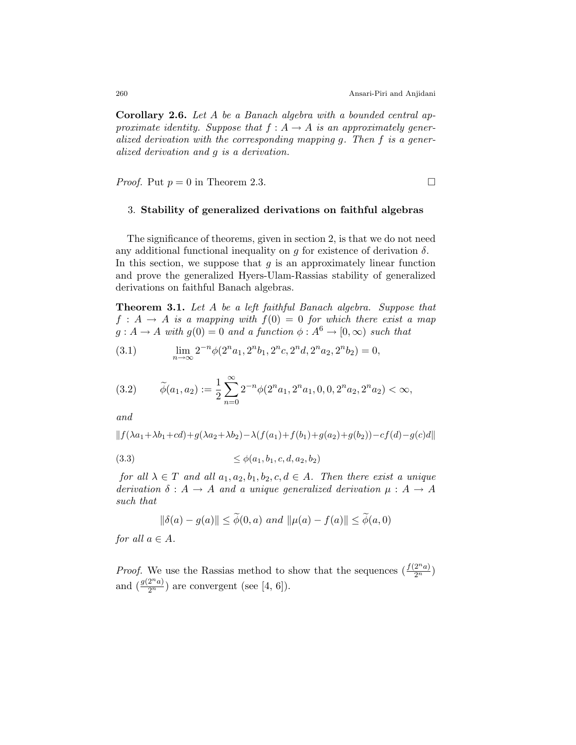**Corollary 2.6.** *Let $A$ be a Banach algebra with a bounded central approximate identity. Suppose that $f : A \to A$ is an approximately generalized derivation with the corresponding mapping $g$. Then $f$ is a generalized derivation and $g$ is a derivation.*

*Proof.* Put $p = 0$ in Theorem 2.3. $\square$

## 3. Stability of generalized derivations on faithful algebras

The significance of theorems, given in section 2, is that we do not need any additional functional inequality on $g$ for existence of derivation $\delta$. In this section, we suppose that $g$ is an approximately linear function and prove the generalized Hyers-Ulam-Rassias stability of generalized derivations on faithful Banach algebras.

**Theorem 3.1.** *Let $A$ be a left faithful Banach algebra. Suppose that $f : A \to A$ is a mapping with $f(0) = 0$ for which there exist a map $g : A \to A$ with $g(0) = 0$ and a function $\phi : A^6 \to [0, \infty)$ such that*

$$\lim_{n\to\infty} 2^{-n}\phi(2^n a_1, 2^n b_1, 2^n c, 2^n d, 2^n a_2, 2^n b_2) = 0, \tag{3.1}$$

$$\widetilde{\phi}(a_1, a_2) := \frac{1}{2}\sum_{n=0}^{\infty} 2^{-n}\phi(2^n a_1, 2^n a_1, 0, 0, 2^n a_2, 2^n a_2) < \infty, \tag{3.2}$$

*and*

$$\|f(\lambda a_1+\lambda b_1+cd)+g(\lambda a_2+\lambda b_2)-\lambda(f(a_1)+f(b_1)+g(a_2)+g(b_2))-cf(d)-g(c)d\|$$

$$\leq \phi(a_1, b_1, c, d, a_2, b_2) \tag{3.3}$$

*for all $\lambda \in T$ and all $a_1, a_2, b_1, b_2, c, d \in A$. Then there exist a unique derivation $\delta : A \to A$ and a unique generalized derivation $\mu : A \to A$ such that*

$$\|\delta(a) - g(a)\| \leq \widetilde{\phi}(0, a) \text{ and } \|\mu(a) - f(a)\| \leq \widetilde{\phi}(a, 0)$$

*for all $a \in A$.*

*Proof.* We use the Rassias method to show that the sequences $(\frac{f(2^n a)}{2^n})$ and $(\frac{g(2^n a)}{2^n})$ are convergent (see [4, 6]).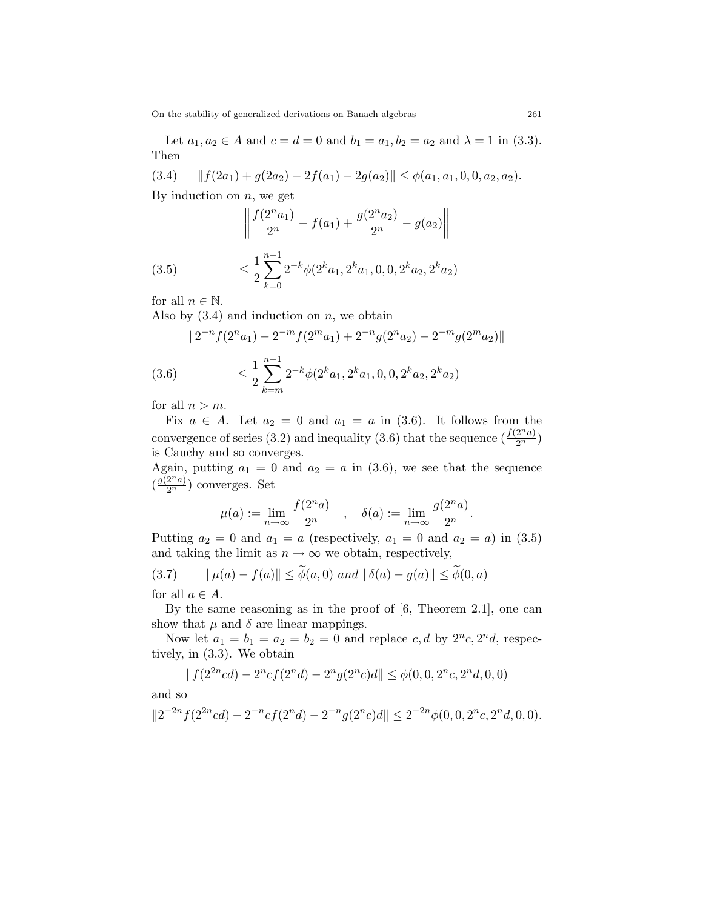Let $a_1, a_2 \in A$ and $c = d = 0$ and $b_1 = a_1, b_2 = a_2$ and $\lambda = 1$ in (3.3). Then

$$\|f(2a_1) + g(2a_2) - 2f(a_1) - 2g(a_2)\| \leq \phi(a_1, a_1, 0, 0, a_2, a_2). \tag{3.4}$$

By induction on $n$, we get

$$\left\| \frac{f(2^n a_1)}{2^n} - f(a_1) + \frac{g(2^n a_2)}{2^n} - g(a_2) \right\|$$

$$\leq \frac{1}{2} \sum_{k=0}^{n-1} 2^{-k} \phi(2^k a_1, 2^k a_1, 0, 0, 2^k a_2, 2^k a_2) \tag{3.5}$$

for all $n \in \mathbb{N}$.
Also by (3.4) and induction on $n$, we obtain

$$\|2^{-n} f(2^n a_1) - 2^{-m} f(2^m a_1) + 2^{-n} g(2^n a_2) - 2^{-m} g(2^m a_2)\|$$

$$\leq \frac{1}{2} \sum_{k=m}^{n-1} 2^{-k} \phi(2^k a_1, 2^k a_1, 0, 0, 2^k a_2, 2^k a_2) \tag{3.6}$$

for all $n > m$.

Fix $a \in A$. Let $a_2 = 0$ and $a_1 = a$ in (3.6). It follows from the convergence of series (3.2) and inequality (3.6) that the sequence $(\frac{f(2^n a)}{2^n})$ is Cauchy and so converges.
Again, putting $a_1 = 0$ and $a_2 = a$ in (3.6), we see that the sequence $(\frac{g(2^n a)}{2^n})$ converges. Set

$$\mu(a) := \lim_{n \to \infty} \frac{f(2^n a)}{2^n} \quad , \quad \delta(a) := \lim_{n \to \infty} \frac{g(2^n a)}{2^n}.$$

Putting $a_2 = 0$ and $a_1 = a$ (respectively, $a_1 = 0$ and $a_2 = a$) in (3.5) and taking the limit as $n \to \infty$ we obtain, respectively,

$$\|\mu(a) - f(a)\| \leq \widetilde{\phi}(a, 0) \text{ and } \|\delta(a) - g(a)\| \leq \widetilde{\phi}(0, a) \tag{3.7}$$

for all $a \in A$.

By the same reasoning as in the proof of [6, Theorem 2.1], one can show that $\mu$ and $\delta$ are linear mappings.

Now let $a_1 = b_1 = a_2 = b_2 = 0$ and replace $c, d$ by $2^n c, 2^n d$, respectively, in (3.3). We obtain

$$\|f(2^{2n} cd) - 2^n c f(2^n d) - 2^n g(2^n c) d\| \leq \phi(0, 0, 2^n c, 2^n d, 0, 0)$$

and so

$$\|2^{-2n} f(2^{2n} cd) - 2^{-n} c f(2^n d) - 2^{-n} g(2^n c) d\| \leq 2^{-2n} \phi(0, 0, 2^n c, 2^n d, 0, 0).$$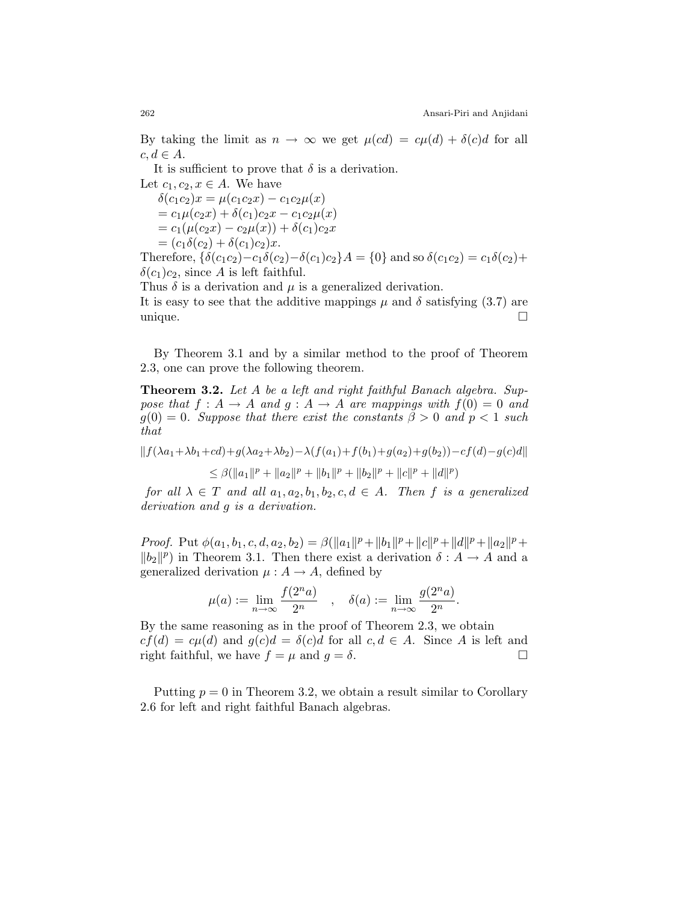By taking the limit as $n \to \infty$ we get $\mu(cd) = c\mu(d) + \delta(c)d$ for all $c, d \in A$.

It is sufficient to prove that $\delta$ is a derivation.

Let $c_1, c_2, x \in A$. We have

$\delta(c_1c_2)x = \mu(c_1c_2x) - c_1c_2\mu(x)$

$= c_1\mu(c_2x) + \delta(c_1)c_2x - c_1c_2\mu(x)$

$= c_1(\mu(c_2x) - c_2\mu(x)) + \delta(c_1)c_2x$

$= (c_1\delta(c_2) + \delta(c_1)c_2)x.$

Therefore, $\{\delta(c_1c_2) - c_1\delta(c_2) - \delta(c_1)c_2\}A = \{0\}$ and so $\delta(c_1c_2) = c_1\delta(c_2) + \delta(c_1)c_2$, since $A$ is left faithful.

Thus $\delta$ is a derivation and $\mu$ is a generalized derivation.

It is easy to see that the additive mappings $\mu$ and $\delta$ satisfying (3.7) are unique. $\square$

By Theorem 3.1 and by a similar method to the proof of Theorem 2.3, one can prove the following theorem.

**Theorem 3.2.** *Let $A$ be a left and right faithful Banach algebra. Suppose that $f : A \to A$ and $g : A \to A$ are mappings with $f(0) = 0$ and $g(0) = 0$. Suppose that there exist the constants $\beta > 0$ and $p < 1$ such that*

$$\|f(\lambda a_1 + \lambda b_1 + cd) + g(\lambda a_2 + \lambda b_2) - \lambda(f(a_1) + f(b_1) + g(a_2) + g(b_2)) - cf(d) - g(c)d\|$$
$$\leq \beta(\|a_1\|^p + \|a_2\|^p + \|b_1\|^p + \|b_2\|^p + \|c\|^p + \|d\|^p)$$

*for all $\lambda \in T$ and all $a_1, a_2, b_1, b_2, c, d \in A$. Then $f$ is a generalized derivation and $g$ is a derivation.*

*Proof.* Put $\phi(a_1, b_1, c, d, a_2, b_2) = \beta(\|a_1\|^p + \|b_1\|^p + \|c\|^p + \|d\|^p + \|a_2\|^p + \|b_2\|^p)$ in Theorem 3.1. Then there exist a derivation $\delta : A \to A$ and a generalized derivation $\mu : A \to A$, defined by

$$\mu(a) := \lim_{n\to\infty} \frac{f(2^n a)}{2^n} \quad , \quad \delta(a) := \lim_{n\to\infty} \frac{g(2^n a)}{2^n}.$$

By the same reasoning as in the proof of Theorem 2.3, we obtain $cf(d) = c\mu(d)$ and $g(c)d = \delta(c)d$ for all $c, d \in A$. Since $A$ is left and right faithful, we have $f = \mu$ and $g = \delta$. $\square$

Putting $p = 0$ in Theorem 3.2, we obtain a result similar to Corollary 2.6 for left and right faithful Banach algebras.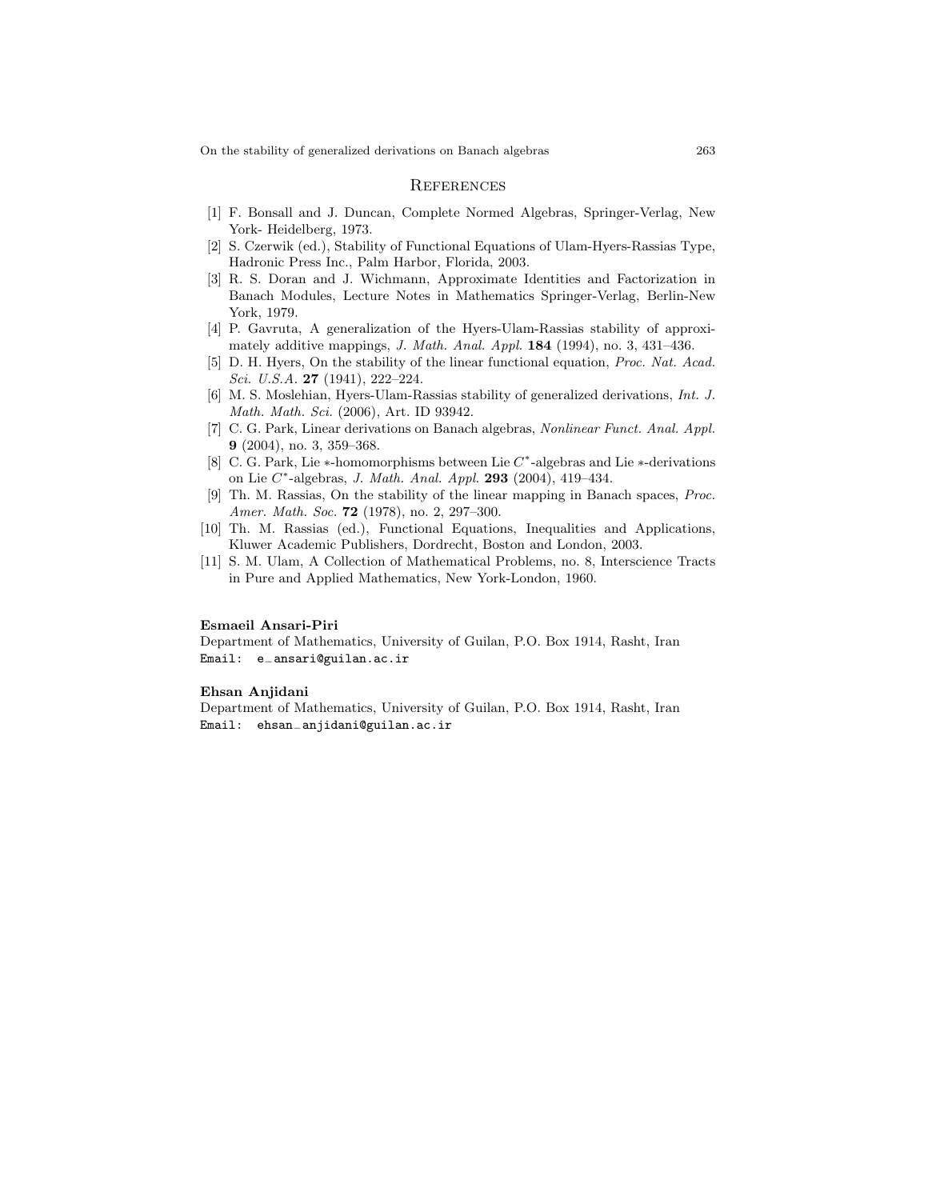## References

[1] F. Bonsall and J. Duncan, Complete Normed Algebras, Springer-Verlag, New York- Heidelberg, 1973.

[2] S. Czerwik (ed.), Stability of Functional Equations of Ulam-Hyers-Rassias Type, Hadronic Press Inc., Palm Harbor, Florida, 2003.

[3] R. S. Doran and J. Wichmann, Approximate Identities and Factorization in Banach Modules, Lecture Notes in Mathematics Springer-Verlag, Berlin-New York, 1979.

[4] P. Gavruta, A generalization of the Hyers-Ulam-Rassias stability of approximately additive mappings, *J. Math. Anal. Appl.* **184** (1994), no. 3, 431–436.

[5] D. H. Hyers, On the stability of the linear functional equation, *Proc. Nat. Acad. Sci. U.S.A.* **27** (1941), 222–224.

[6] M. S. Moslehian, Hyers-Ulam-Rassias stability of generalized derivations, *Int. J. Math. Math. Sci.* (2006), Art. ID 93942.

[7] C. G. Park, Linear derivations on Banach algebras, *Nonlinear Funct. Anal. Appl.* **9** (2004), no. 3, 359–368.

[8] C. G. Park, Lie $*$-homomorphisms between Lie $C^*$-algebras and Lie $*$-derivations on Lie $C^*$-algebras, *J. Math. Anal. Appl.* **293** (2004), 419–434.

[9] Th. M. Rassias, On the stability of the linear mapping in Banach spaces, *Proc. Amer. Math. Soc.* **72** (1978), no. 2, 297–300.

[10] Th. M. Rassias (ed.), Functional Equations, Inequalities and Applications, Kluwer Academic Publishers, Dordrecht, Boston and London, 2003.

[11] S. M. Ulam, A Collection of Mathematical Problems, no. 8, Interscience Tracts in Pure and Applied Mathematics, New York-London, 1960.

**Esmaeil Ansari-Piri**
Department of Mathematics, University of Guilan, P.O. Box 1914, Rasht, Iran
Email: e_ansari@guilan.ac.ir

**Ehsan Anjidani**
Department of Mathematics, University of Guilan, P.O. Box 1914, Rasht, Iran
Email: ehsan_anjidani@guilan.ac.ir